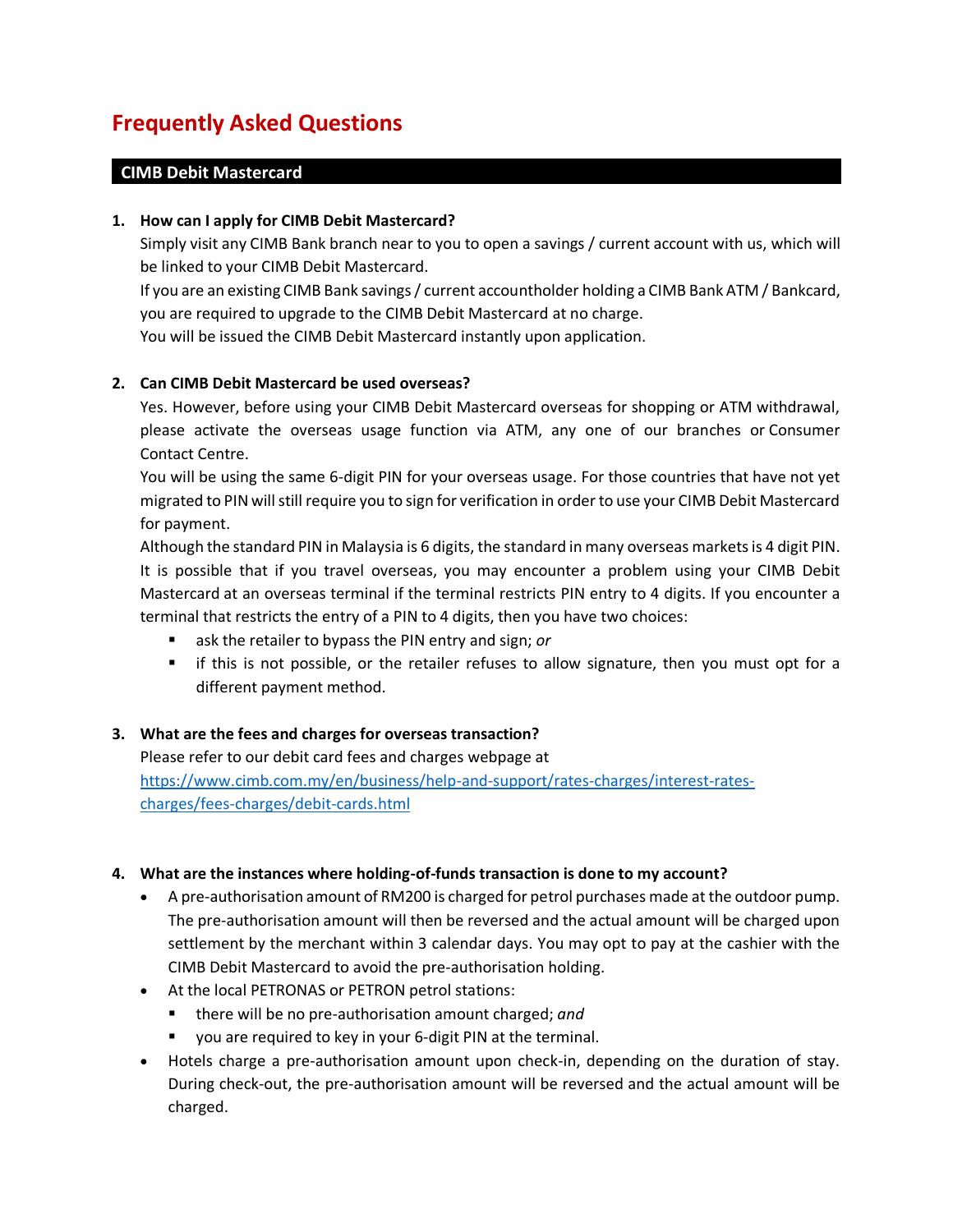# Frequently Asked Questions

## CIMB Debit Mastercard

1. **How can I apply for CIMB Debit Mastercard?**
   Simply visit any CIMB Bank branch near to you to open a savings / current account with us, which will be linked to your CIMB Debit Mastercard.
   If you are an existing CIMB Bank savings / current accountholder holding a CIMB Bank ATM / Bankcard, you are required to upgrade to the CIMB Debit Mastercard at no charge.
   You will be issued the CIMB Debit Mastercard instantly upon application.

2. **Can CIMB Debit Mastercard be used overseas?**
   Yes. However, before using your CIMB Debit Mastercard overseas for shopping or ATM withdrawal, please activate the overseas usage function via ATM, any one of our branches or Consumer Contact Centre.
   You will be using the same 6-digit PIN for your overseas usage. For those countries that have not yet migrated to PIN will still require you to sign for verification in order to use your CIMB Debit Mastercard for payment.
   Although the standard PIN in Malaysia is 6 digits, the standard in many overseas markets is 4 digit PIN. It is possible that if you travel overseas, you may encounter a problem using your CIMB Debit Mastercard at an overseas terminal if the terminal restricts PIN entry to 4 digits. If you encounter a terminal that restricts the entry of a PIN to 4 digits, then you have two choices:
   - ask the retailer to bypass the PIN entry and sign; *or*
   - if this is not possible, or the retailer refuses to allow signature, then you must opt for a different payment method.

3. **What are the fees and charges for overseas transaction?**
   Please refer to our debit card fees and charges webpage at [https://www.cimb.com.my/en/business/help-and-support/rates-charges/interest-rates-charges/fees-charges/debit-cards.html](https://www.cimb.com.my/en/business/help-and-support/rates-charges/interest-rates-charges/fees-charges/debit-cards.html)

4. **What are the instances where holding-of-funds transaction is done to my account?**
   - A pre-authorisation amount of RM200 is charged for petrol purchases made at the outdoor pump. The pre-authorisation amount will then be reversed and the actual amount will be charged upon settlement by the merchant within 3 calendar days. You may opt to pay at the cashier with the CIMB Debit Mastercard to avoid the pre-authorisation holding.
   - At the local PETRONAS or PETRON petrol stations:
     - there will be no pre-authorisation amount charged; *and*
     - you are required to key in your 6-digit PIN at the terminal.
   - Hotels charge a pre-authorisation amount upon check-in, depending on the duration of stay. During check-out, the pre-authorisation amount will be reversed and the actual amount will be charged.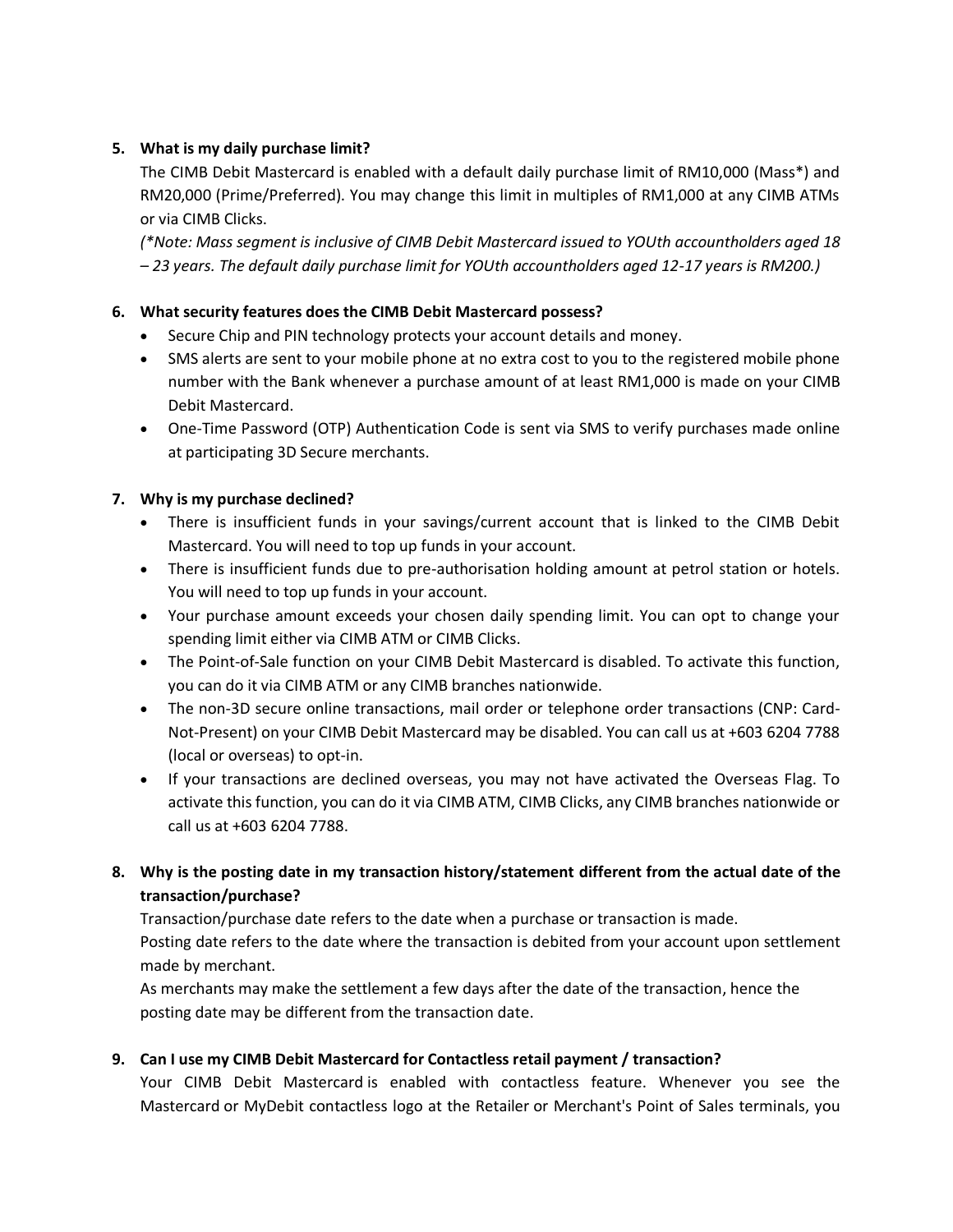5. **What is my daily purchase limit?**

   The CIMB Debit Mastercard is enabled with a default daily purchase limit of RM10,000 (Mass*) and RM20,000 (Prime/Preferred). You may change this limit in multiples of RM1,000 at any CIMB ATMs or via CIMB Clicks.

   *(*Note: Mass segment is inclusive of CIMB Debit Mastercard issued to YOUth accountholders aged 18 – 23 years. The default daily purchase limit for YOUth accountholders aged 12-17 years is RM200.)*

6. **What security features does the CIMB Debit Mastercard possess?**

   - Secure Chip and PIN technology protects your account details and money.
   - SMS alerts are sent to your mobile phone at no extra cost to you to the registered mobile phone number with the Bank whenever a purchase amount of at least RM1,000 is made on your CIMB Debit Mastercard.
   - One-Time Password (OTP) Authentication Code is sent via SMS to verify purchases made online at participating 3D Secure merchants.

7. **Why is my purchase declined?**

   - There is insufficient funds in your savings/current account that is linked to the CIMB Debit Mastercard. You will need to top up funds in your account.
   - There is insufficient funds due to pre-authorisation holding amount at petrol station or hotels. You will need to top up funds in your account.
   - Your purchase amount exceeds your chosen daily spending limit. You can opt to change your spending limit either via CIMB ATM or CIMB Clicks.
   - The Point-of-Sale function on your CIMB Debit Mastercard is disabled. To activate this function, you can do it via CIMB ATM or any CIMB branches nationwide.
   - The non-3D secure online transactions, mail order or telephone order transactions (CNP: Card-Not-Present) on your CIMB Debit Mastercard may be disabled. You can call us at +603 6204 7788 (local or overseas) to opt-in.
   - If your transactions are declined overseas, you may not have activated the Overseas Flag. To activate this function, you can do it via CIMB ATM, CIMB Clicks, any CIMB branches nationwide or call us at +603 6204 7788.

8. **Why is the posting date in my transaction history/statement different from the actual date of the transaction/purchase?**

   Transaction/purchase date refers to the date when a purchase or transaction is made.

   Posting date refers to the date where the transaction is debited from your account upon settlement made by merchant.

   As merchants may make the settlement a few days after the date of the transaction, hence the posting date may be different from the transaction date.

9. **Can I use my CIMB Debit Mastercard for Contactless retail payment / transaction?**

   Your CIMB Debit Mastercard is enabled with contactless feature. Whenever you see the Mastercard or MyDebit contactless logo at the Retailer or Merchant's Point of Sales terminals, you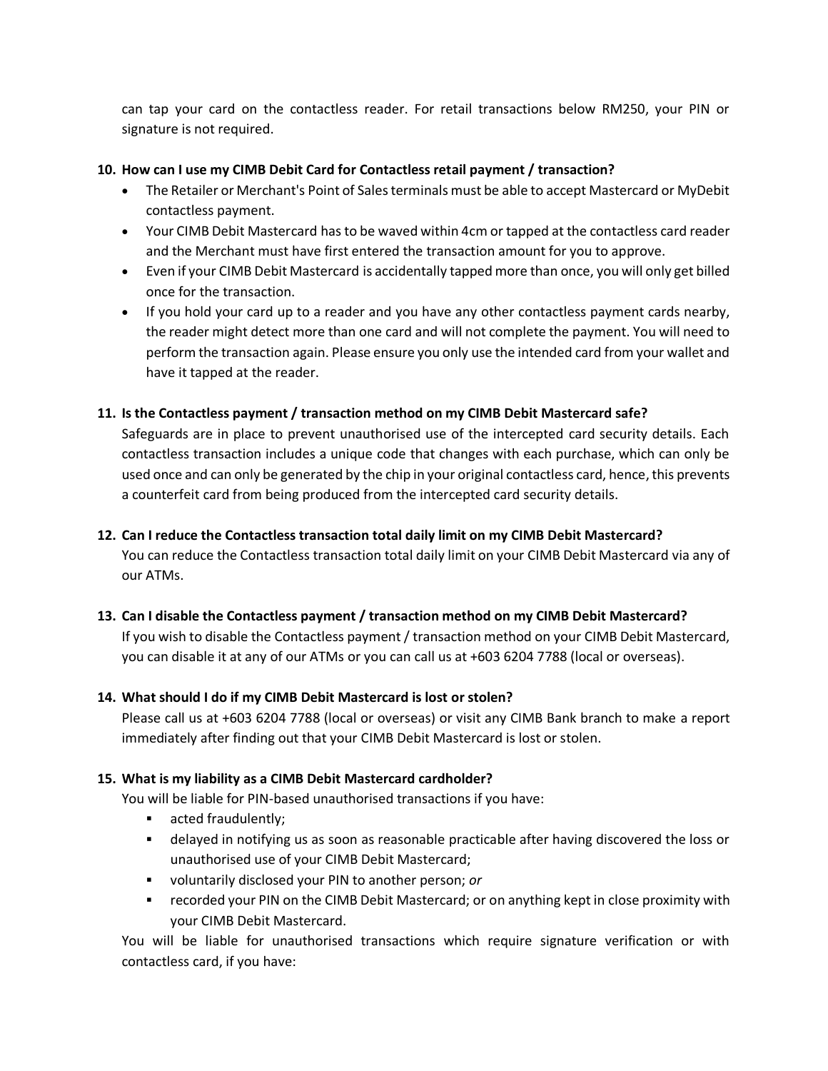can tap your card on the contactless reader. For retail transactions below RM250, your PIN or signature is not required.

**10. How can I use my CIMB Debit Card for Contactless retail payment / transaction?**

- The Retailer or Merchant's Point of Sales terminals must be able to accept Mastercard or MyDebit contactless payment.
- Your CIMB Debit Mastercard has to be waved within 4cm or tapped at the contactless card reader and the Merchant must have first entered the transaction amount for you to approve.
- Even if your CIMB Debit Mastercard is accidentally tapped more than once, you will only get billed once for the transaction.
- If you hold your card up to a reader and you have any other contactless payment cards nearby, the reader might detect more than one card and will not complete the payment. You will need to perform the transaction again. Please ensure you only use the intended card from your wallet and have it tapped at the reader.

**11. Is the Contactless payment / transaction method on my CIMB Debit Mastercard safe?**

Safeguards are in place to prevent unauthorised use of the intercepted card security details. Each contactless transaction includes a unique code that changes with each purchase, which can only be used once and can only be generated by the chip in your original contactless card, hence, this prevents a counterfeit card from being produced from the intercepted card security details.

**12. Can I reduce the Contactless transaction total daily limit on my CIMB Debit Mastercard?**

You can reduce the Contactless transaction total daily limit on your CIMB Debit Mastercard via any of our ATMs.

**13. Can I disable the Contactless payment / transaction method on my CIMB Debit Mastercard?**

If you wish to disable the Contactless payment / transaction method on your CIMB Debit Mastercard, you can disable it at any of our ATMs or you can call us at +603 6204 7788 (local or overseas).

**14. What should I do if my CIMB Debit Mastercard is lost or stolen?**

Please call us at +603 6204 7788 (local or overseas) or visit any CIMB Bank branch to make a report immediately after finding out that your CIMB Debit Mastercard is lost or stolen.

**15. What is my liability as a CIMB Debit Mastercard cardholder?**

You will be liable for PIN-based unauthorised transactions if you have:

- acted fraudulently;
- delayed in notifying us as soon as reasonable practicable after having discovered the loss or unauthorised use of your CIMB Debit Mastercard;
- voluntarily disclosed your PIN to another person; *or*
- recorded your PIN on the CIMB Debit Mastercard; or on anything kept in close proximity with your CIMB Debit Mastercard.

You will be liable for unauthorised transactions which require signature verification or with contactless card, if you have: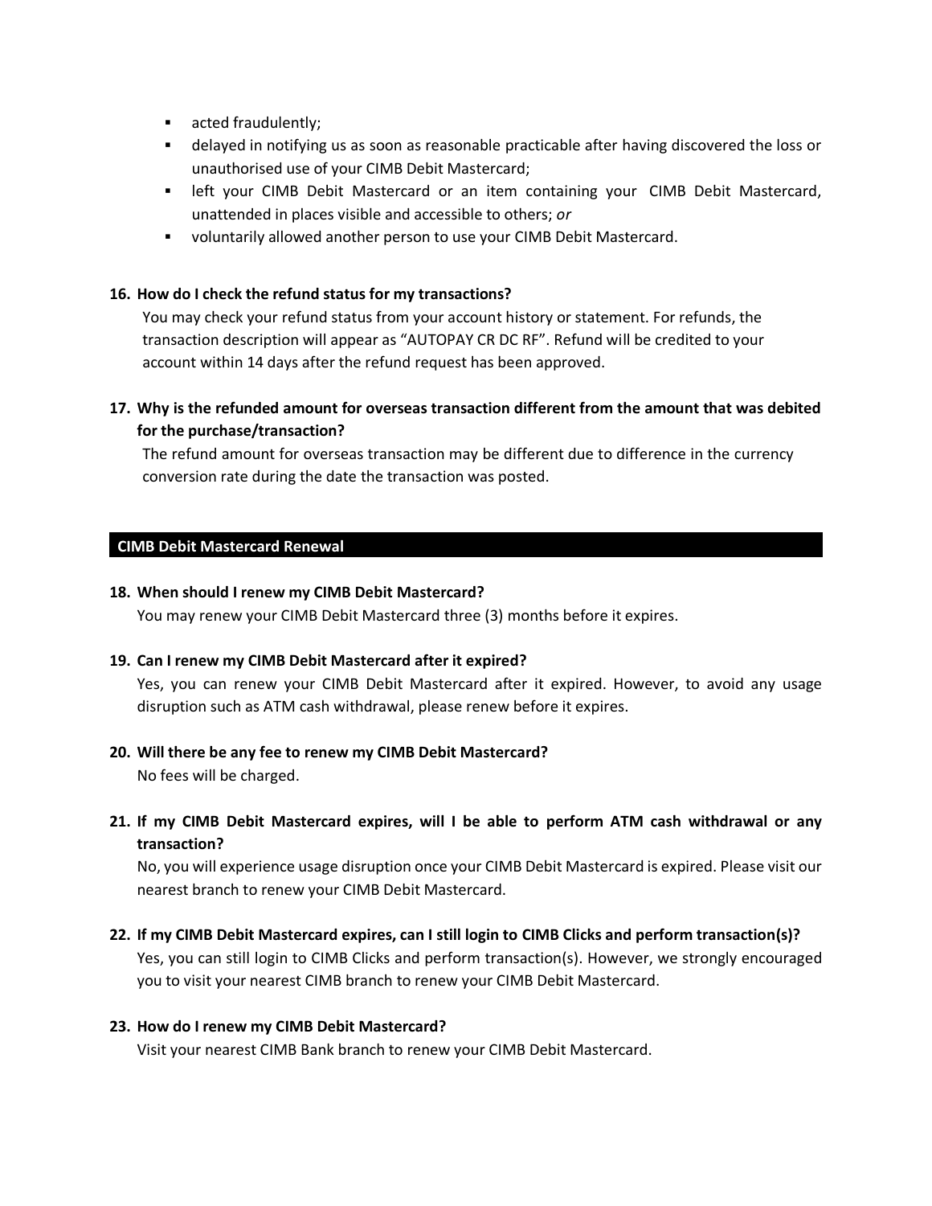- acted fraudulently;
- delayed in notifying us as soon as reasonable practicable after having discovered the loss or unauthorised use of your CIMB Debit Mastercard;
- left your CIMB Debit Mastercard or an item containing your CIMB Debit Mastercard, unattended in places visible and accessible to others; *or*
- voluntarily allowed another person to use your CIMB Debit Mastercard.

**16. How do I check the refund status for my transactions?**

You may check your refund status from your account history or statement. For refunds, the transaction description will appear as "AUTOPAY CR DC RF". Refund will be credited to your account within 14 days after the refund request has been approved.

**17. Why is the refunded amount for overseas transaction different from the amount that was debited for the purchase/transaction?**

The refund amount for overseas transaction may be different due to difference in the currency conversion rate during the date the transaction was posted.

## CIMB Debit Mastercard Renewal

**18. When should I renew my CIMB Debit Mastercard?**

You may renew your CIMB Debit Mastercard three (3) months before it expires.

**19. Can I renew my CIMB Debit Mastercard after it expired?**

Yes, you can renew your CIMB Debit Mastercard after it expired. However, to avoid any usage disruption such as ATM cash withdrawal, please renew before it expires.

**20. Will there be any fee to renew my CIMB Debit Mastercard?**

No fees will be charged.

**21. If my CIMB Debit Mastercard expires, will I be able to perform ATM cash withdrawal or any transaction?**

No, you will experience usage disruption once your CIMB Debit Mastercard is expired. Please visit our nearest branch to renew your CIMB Debit Mastercard.

**22. If my CIMB Debit Mastercard expires, can I still login to CIMB Clicks and perform transaction(s)?**

Yes, you can still login to CIMB Clicks and perform transaction(s). However, we strongly encouraged you to visit your nearest CIMB branch to renew your CIMB Debit Mastercard.

**23. How do I renew my CIMB Debit Mastercard?**

Visit your nearest CIMB Bank branch to renew your CIMB Debit Mastercard.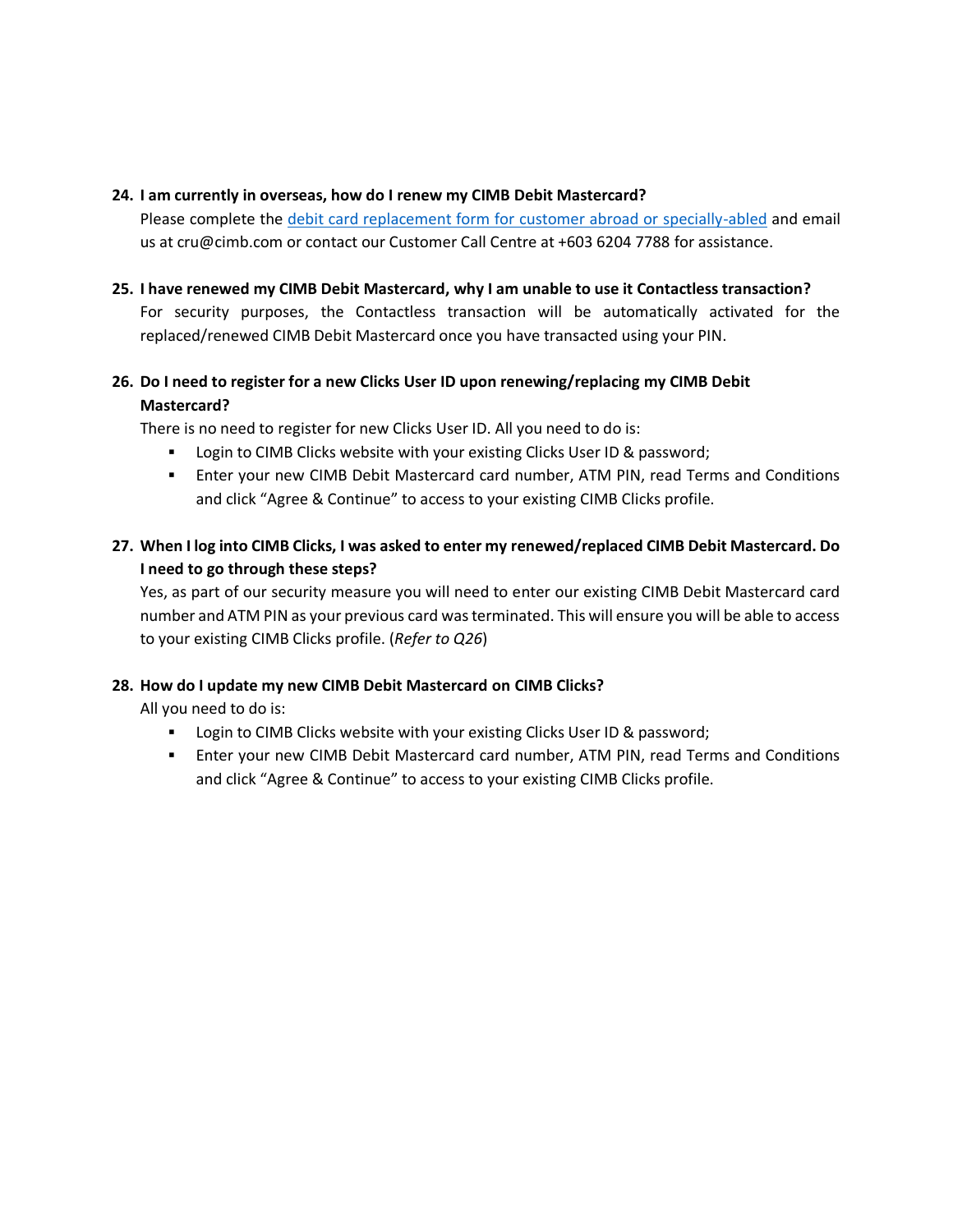**24. I am currently in overseas, how do I renew my CIMB Debit Mastercard?**

Please complete the [debit card replacement form for customer abroad or specially-abled]() and email us at cru@cimb.com or contact our Customer Call Centre at +603 6204 7788 for assistance.

**25. I have renewed my CIMB Debit Mastercard, why I am unable to use it Contactless transaction?**

For security purposes, the Contactless transaction will be automatically activated for the replaced/renewed CIMB Debit Mastercard once you have transacted using your PIN.

**26. Do I need to register for a new Clicks User ID upon renewing/replacing my CIMB Debit Mastercard?**

There is no need to register for new Clicks User ID. All you need to do is:

- Login to CIMB Clicks website with your existing Clicks User ID & password;
- Enter your new CIMB Debit Mastercard card number, ATM PIN, read Terms and Conditions and click "Agree & Continue" to access to your existing CIMB Clicks profile.

**27. When I log into CIMB Clicks, I was asked to enter my renewed/replaced CIMB Debit Mastercard. Do I need to go through these steps?**

Yes, as part of our security measure you will need to enter our existing CIMB Debit Mastercard card number and ATM PIN as your previous card was terminated. This will ensure you will be able to access to your existing CIMB Clicks profile. (*Refer to Q26*)

**28. How do I update my new CIMB Debit Mastercard on CIMB Clicks?**

All you need to do is:

- Login to CIMB Clicks website with your existing Clicks User ID & password;
- Enter your new CIMB Debit Mastercard card number, ATM PIN, read Terms and Conditions and click "Agree & Continue" to access to your existing CIMB Clicks profile.